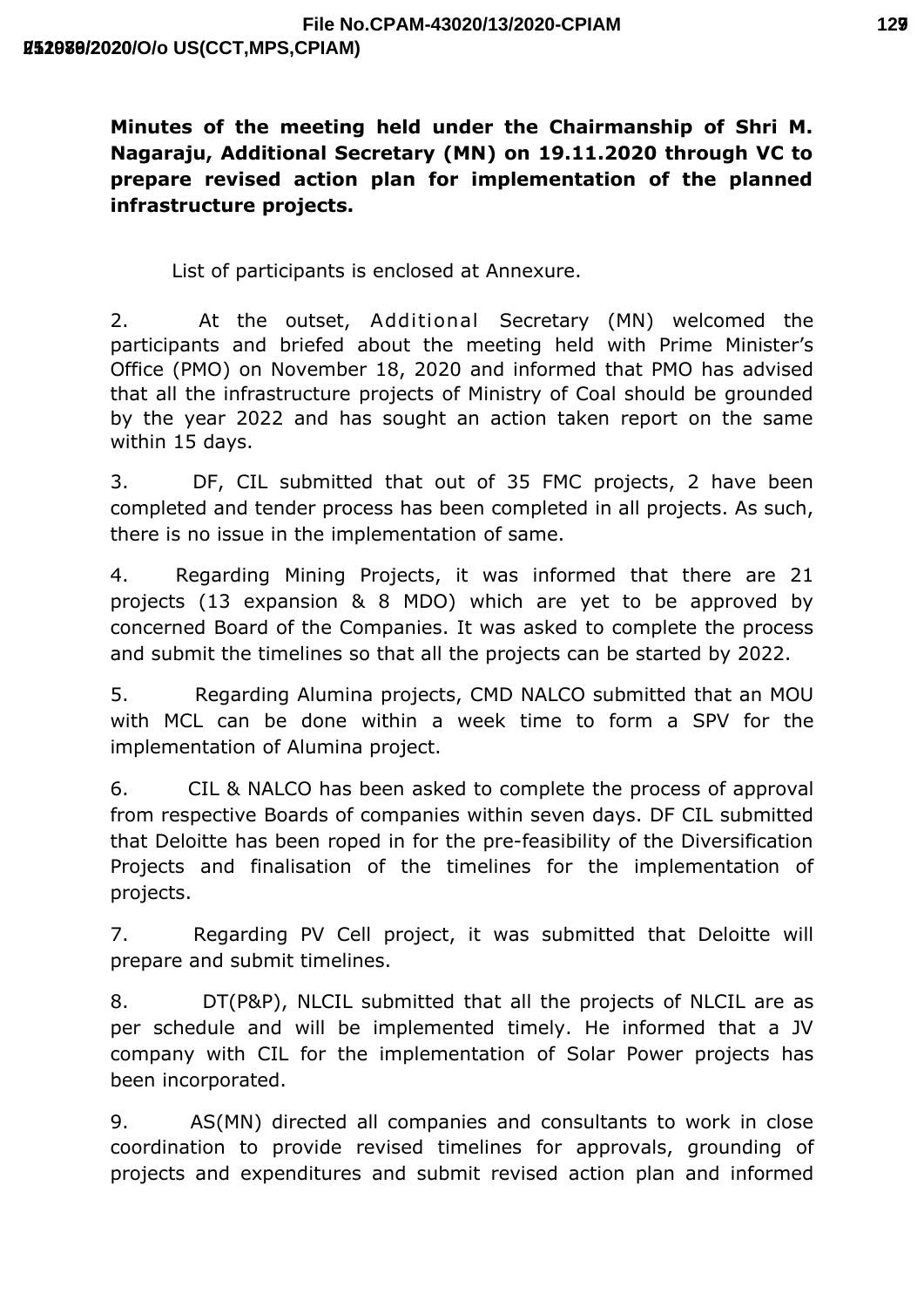**Minutes of the meeting held under the Chairmanship of Shri M. Nagaraju, Additional Secretary (MN) on 19.11.2020 through VC to prepare revised action plan for implementation of the planned infrastructure projects.**

List of participants is enclosed at Annexure.

2. At the outset, Additional Secretary (MN) welcomed the participants and briefed about the meeting held with Prime Minister's Office (PMO) on November 18, 2020 and informed that PMO has advised that all the infrastructure projects of Ministry of Coal should be grounded by the year 2022 and has sought an action taken report on the same within 15 days.

3. DF, CIL submitted that out of 35 FMC projects, 2 have been completed and tender process has been completed in all projects. As such, there is no issue in the implementation of same.

4. Regarding Mining Projects, it was informed that there are 21 projects (13 expansion & 8 MDO) which are yet to be approved by concerned Board of the Companies. It was asked to complete the process and submit the timelines so that all the projects can be started by 2022.

5. Regarding Alumina projects, CMD NALCO submitted that an MOU with MCL can be done within a week time to form a SPV for the implementation of Alumina project.

6. CIL & NALCO has been asked to complete the process of approval from respective Boards of companies within seven days. DF CIL submitted that Deloitte has been roped in for the pre-feasibility of the Diversification Projects and finalisation of the timelines for the implementation of projects.

7. Regarding PV Cell project, it was submitted that Deloitte will prepare and submit timelines.

8. DT(P&P), NLCIL submitted that all the projects of NLCIL are as per schedule and will be implemented timely. He informed that a JV company with CIL for the implementation of Solar Power projects has been incorporated.

9. AS(MN) directed all companies and consultants to work in close coordination to provide revised timelines for approvals, grounding of projects and expenditures and submit revised action plan and informed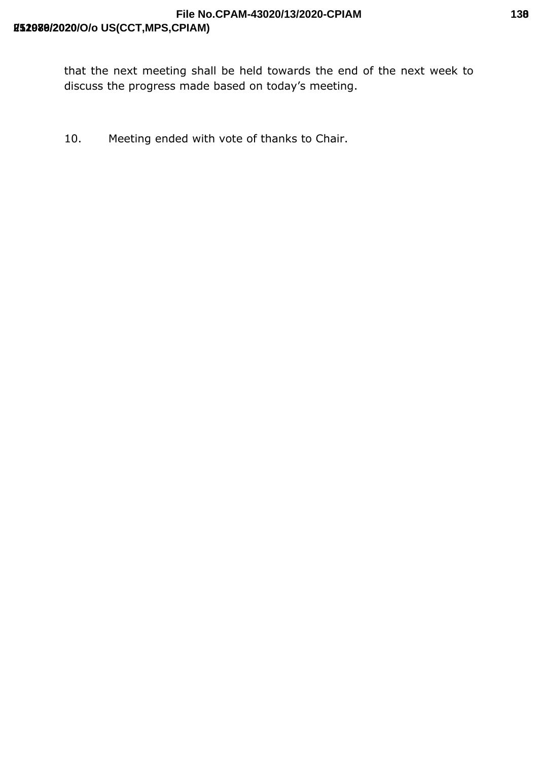that the next meeting shall be held towards the end of the next week to discuss the progress made based on today's meeting.

10. Meeting ended with vote of thanks to Chair.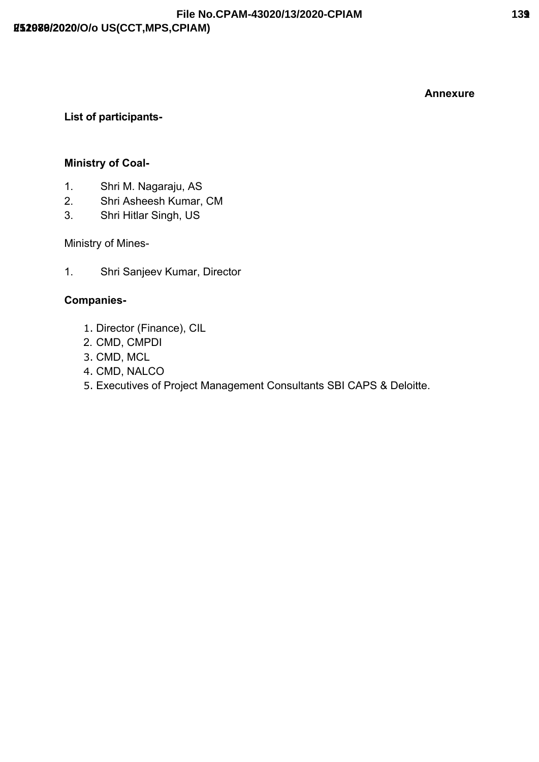**Annexure**

**List of participants-**

**Ministry of Coal-**

1. Shri M. Nagaraju, AS
2. Shri Asheesh Kumar, CM
3. Shri Hitlar Singh, US

Ministry of Mines-

1. Shri Sanjeev Kumar, Director

**Companies-**

1. Director (Finance), CIL
2. CMD, CMPDI
3. CMD, MCL
4. CMD, NALCO
5. Executives of Project Management Consultants SBI CAPS & Deloitte.